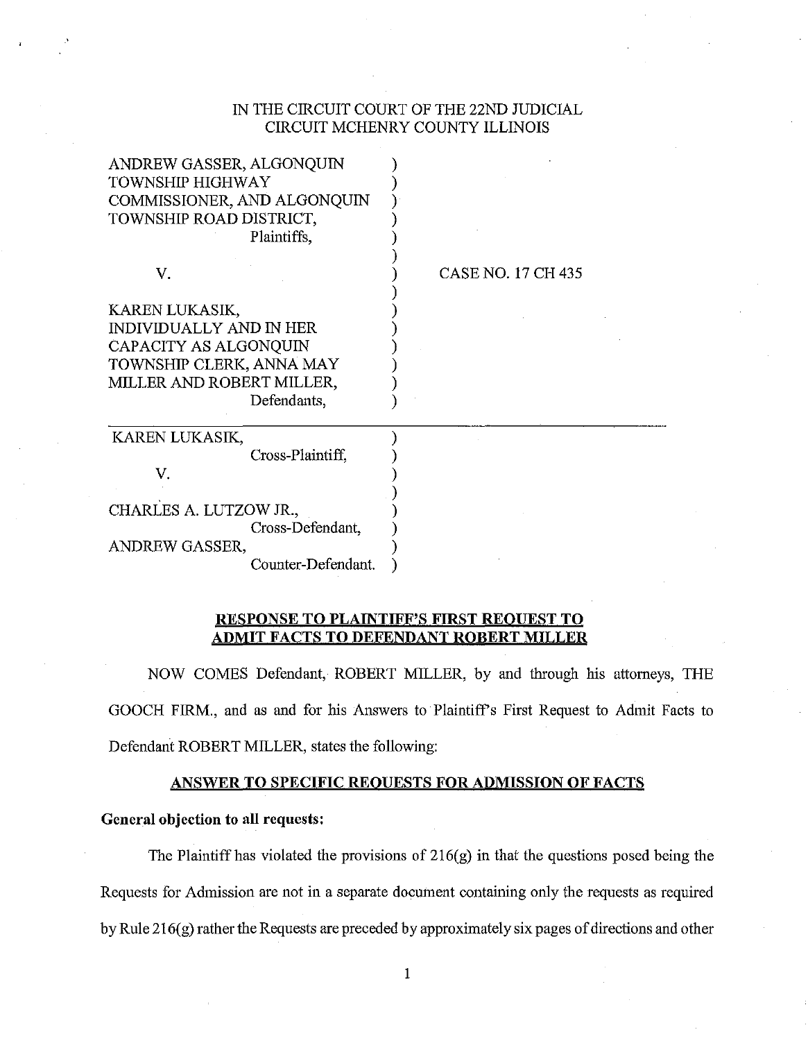IN THE CIRCUIT COURT OF THE 22ND JUDICIAL CIRCUIT MCHENRY COUNTY ILLINOIS

| | |
|---|---|
| ANDREW GASSER, ALGONQUIN TOWNSHIP HIGHWAY COMMISSIONER, AND ALGONQUIN TOWNSHIP ROAD DISTRICT, Plaintiffs, | |
| V. | CASE NO. 17 CH 435 |
| KAREN LUKASIK, INDIVIDUALLY AND IN HER CAPACITY AS ALGONQUIN TOWNSHIP CLERK, ANNA MAY MILLER AND ROBERT MILLER, Defendants, | |
| KAREN LUKASIK, Cross-Plaintiff, | |
| V. | |
| CHARLES A. LUTZOW JR., Cross-Defendant, | |
| ANDREW GASSER, Counter-Defendant. | |

## RESPONSE TO PLAINTIFF'S FIRST REQUEST TO ADMIT FACTS TO DEFENDANT ROBERT MILLER

NOW COMES Defendant, ROBERT MILLER, by and through his attorneys, THE GOOCH FIRM., and as and for his Answers to Plaintiff's First Request to Admit Facts to Defendant ROBERT MILLER, states the following:

### ANSWER TO SPECIFIC REQUESTS FOR ADMISSION OF FACTS

**General objection to all requests:**

The Plaintiff has violated the provisions of 216(g) in that the questions posed being the Requests for Admission are not in a separate document containing only the requests as required by Rule 216(g) rather the Requests are preceded by approximately six pages of directions and other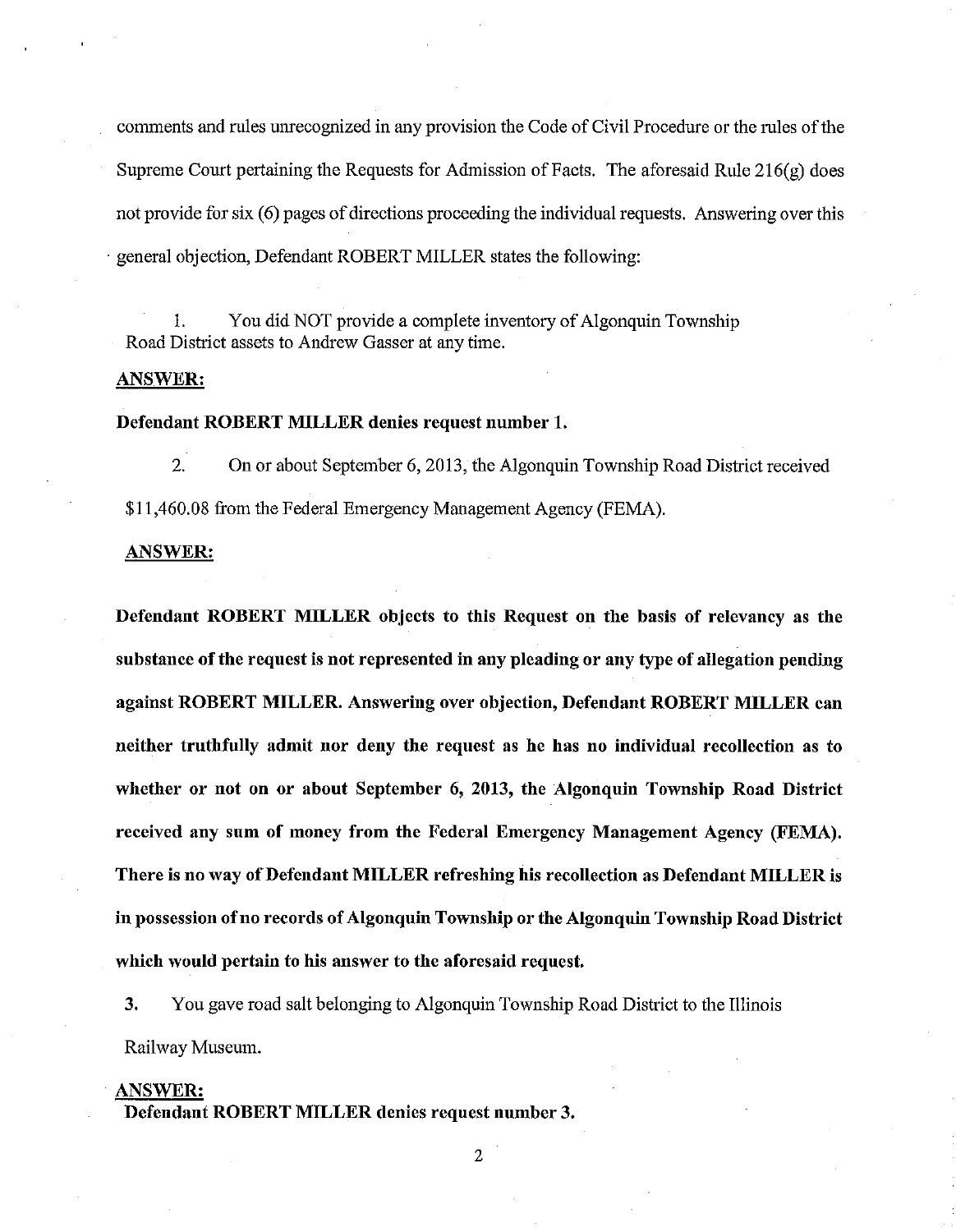comments and rules unrecognized in any provision the Code of Civil Procedure or the rules of the Supreme Court pertaining the Requests for Admission of Facts. The aforesaid Rule 216(g) does not provide for six (6) pages of directions proceeding the individual requests. Answering over this general objection, Defendant ROBERT MILLER states the following:

1. You did NOT provide a complete inventory of Algonquin Township Road District assets to Andrew Gasser at any time.

**ANSWER:**

**Defendant ROBERT MILLER denies request number 1.**

2. On or about September 6, 2013, the Algonquin Township Road District received $11,460.08 from the Federal Emergency Management Agency (FEMA).

**ANSWER:**

**Defendant ROBERT MILLER objects to this Request on the basis of relevancy as the substance of the request is not represented in any pleading or any type of allegation pending against ROBERT MILLER. Answering over objection, Defendant ROBERT MILLER can neither truthfully admit nor deny the request as he has no individual recollection as to whether or not on or about September 6, 2013, the Algonquin Township Road District received any sum of money from the Federal Emergency Management Agency (FEMA). There is no way of Defendant MILLER refreshing his recollection as Defendant MILLER is in possession of no records of Algonquin Township or the Algonquin Township Road District which would pertain to his answer to the aforesaid request.**

**3.** You gave road salt belonging to Algonquin Township Road District to the Illinois Railway Museum.

**ANSWER:**

**Defendant ROBERT MILLER denies request number 3.**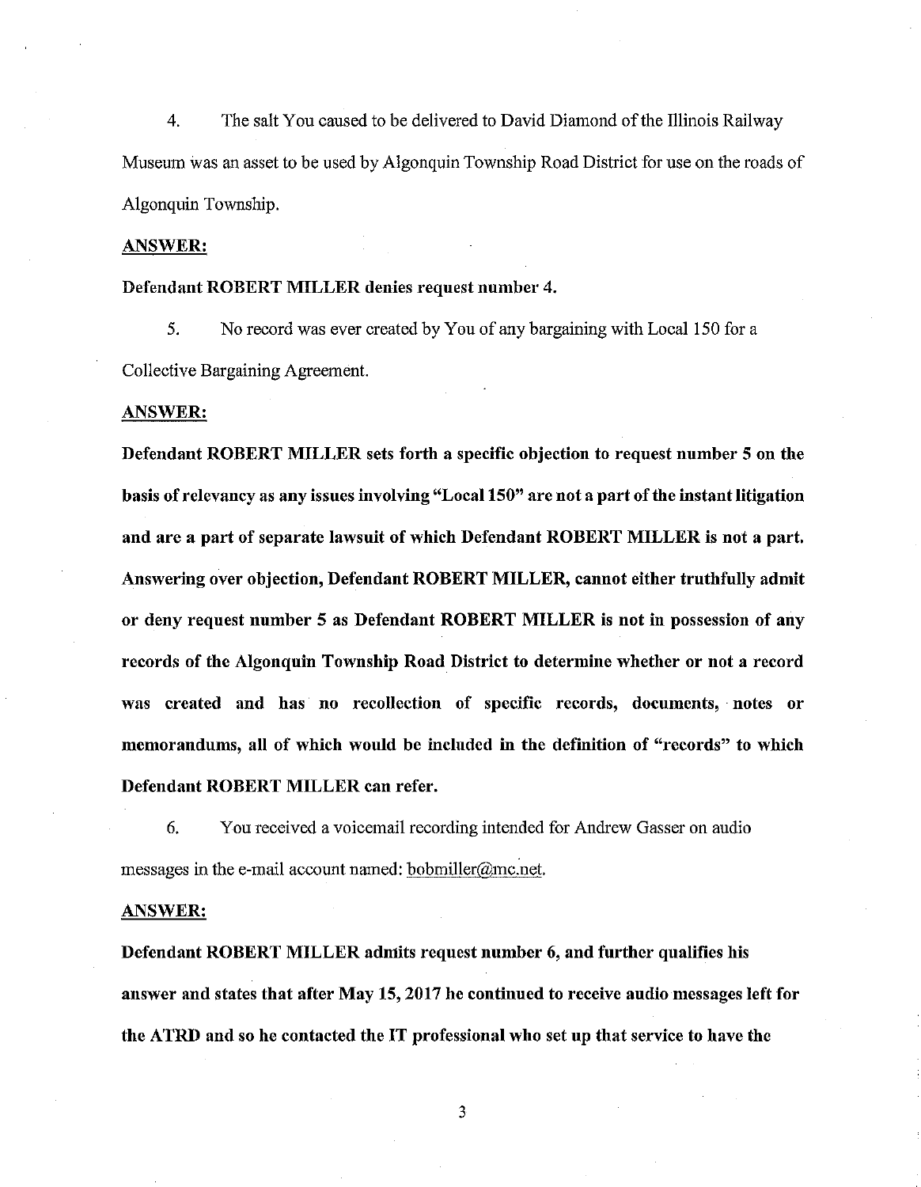4. The salt You caused to be delivered to David Diamond of the Illinois Railway Museum was an asset to be used by Algonquin Township Road District for use on the roads of Algonquin Township.

**ANSWER:**

**Defendant ROBERT MILLER denies request number 4.**

5. No record was ever created by You of any bargaining with Local 150 for a Collective Bargaining Agreement.

**ANSWER:**

**Defendant ROBERT MILLER sets forth a specific objection to request number 5 on the basis of relevancy as any issues involving "Local 150" are not a part of the instant litigation and are a part of separate lawsuit of which Defendant ROBERT MILLER is not a part. Answering over objection, Defendant ROBERT MILLER, cannot either truthfully admit or deny request number 5 as Defendant ROBERT MILLER is not in possession of any records of the Algonquin Township Road District to determine whether or not a record was created and has no recollection of specific records, documents, notes or memorandums, all of which would be included in the definition of "records" to which Defendant ROBERT MILLER can refer.**

6. You received a voicemail recording intended for Andrew Gasser on audio messages in the e-mail account named: bobmiller@mc.net.

**ANSWER:**

**Defendant ROBERT MILLER admits request number 6, and further qualifies his answer and states that after May 15, 2017 he continued to receive audio messages left for the ATRD and so he contacted the IT professional who set up that service to have the**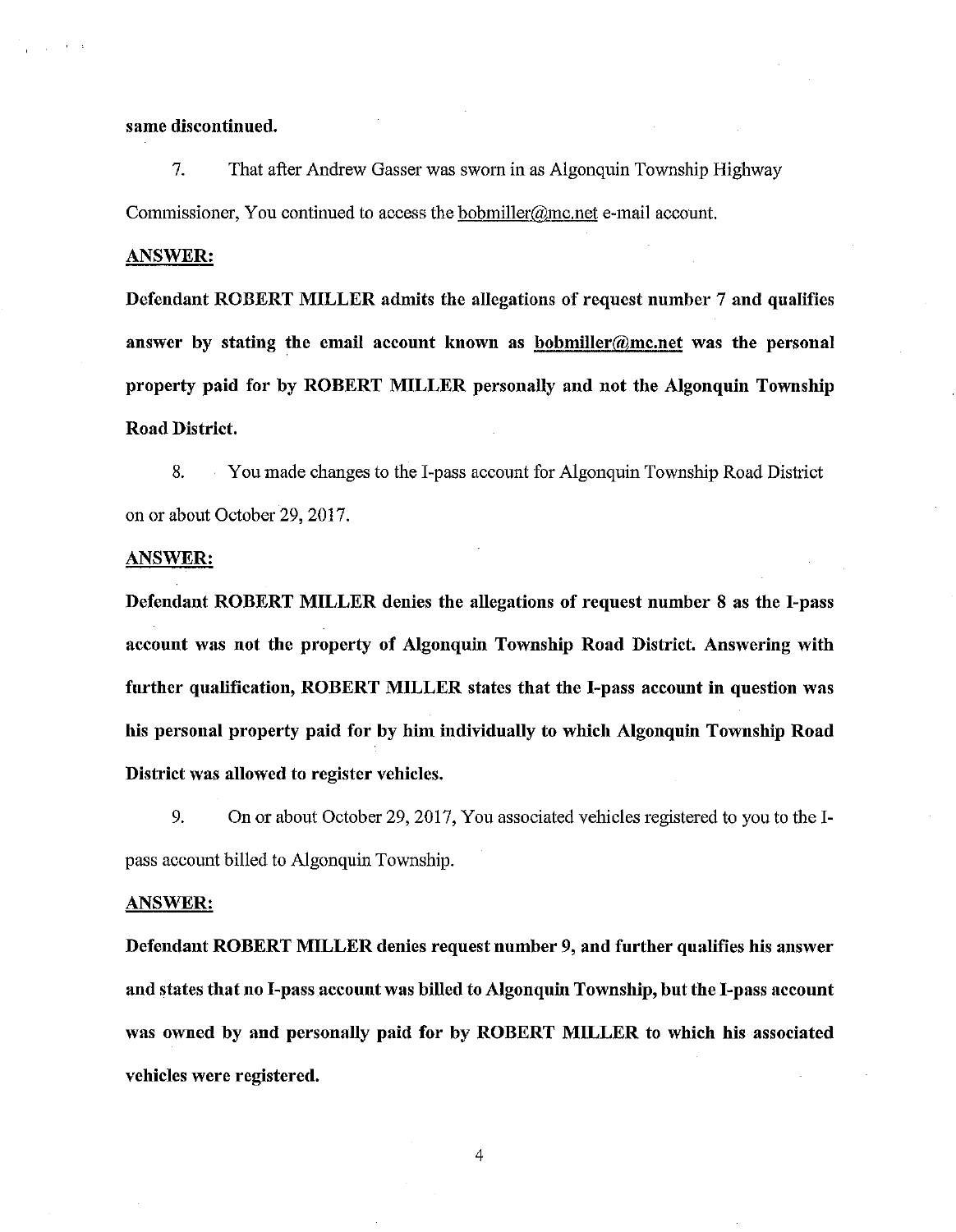**same discontinued.**

7. That after Andrew Gasser was sworn in as Algonquin Township Highway Commissioner, You continued to access the bobmiller@mc.net e-mail account.

**ANSWER:**

**Defendant ROBERT MILLER admits the allegations of request number 7 and qualifies answer by stating the email account known as bobmiller@mc.net was the personal property paid for by ROBERT MILLER personally and not the Algonquin Township Road District.**

8. You made changes to the I-pass account for Algonquin Township Road District on or about October 29, 2017.

**ANSWER:**

**Defendant ROBERT MILLER denies the allegations of request number 8 as the I-pass account was not the property of Algonquin Township Road District. Answering with further qualification, ROBERT MILLER states that the I-pass account in question was his personal property paid for by him individually to which Algonquin Township Road District was allowed to register vehicles.**

9. On or about October 29, 2017, You associated vehicles registered to you to the I-pass account billed to Algonquin Township.

**ANSWER:**

**Defendant ROBERT MILLER denies request number 9, and further qualifies his answer and states that no I-pass account was billed to Algonquin Township, but the I-pass account was owned by and personally paid for by ROBERT MILLER to which his associated vehicles were registered.**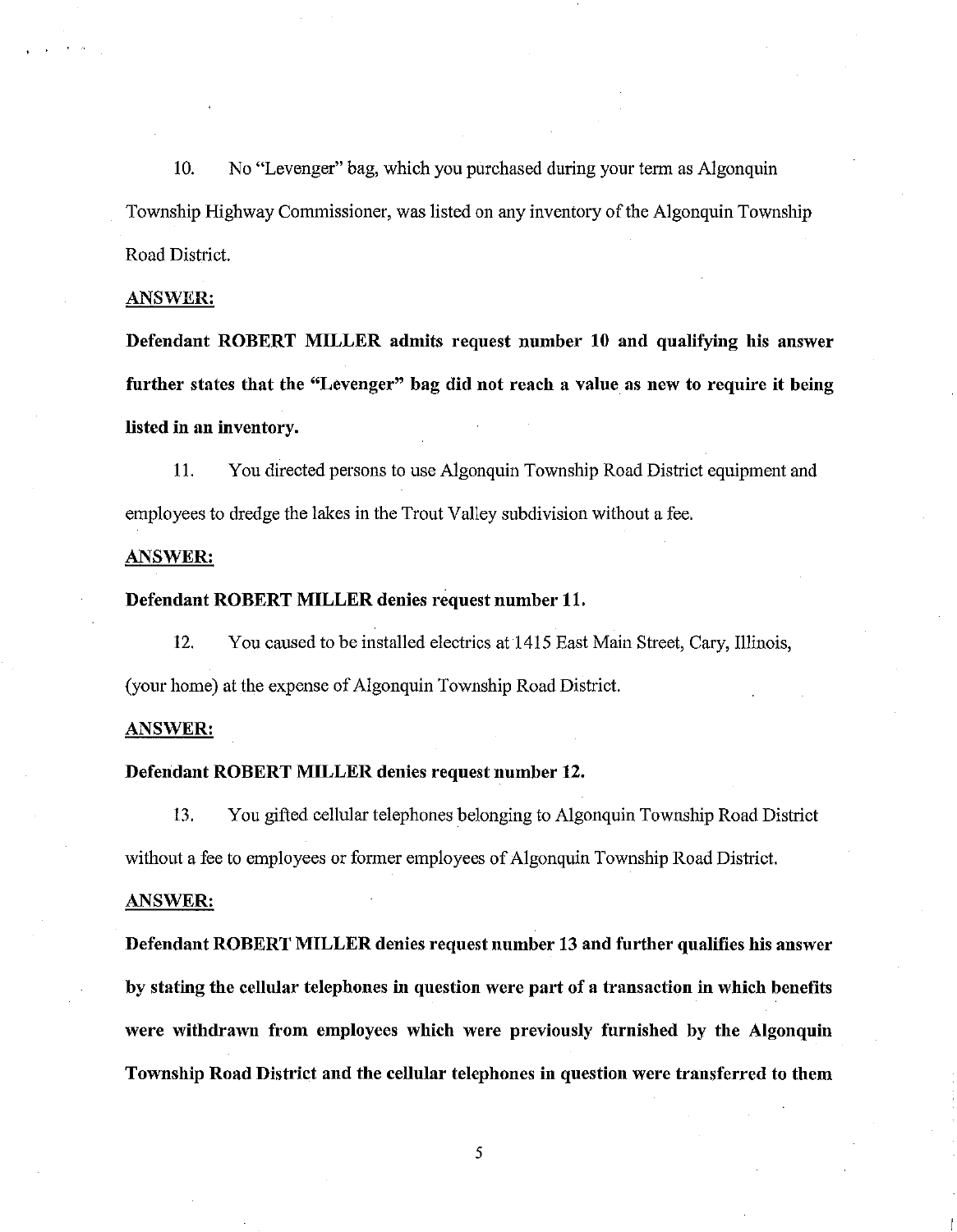10. No "Levenger" bag, which you purchased during your term as Algonquin Township Highway Commissioner, was listed on any inventory of the Algonquin Township Road District.

**ANSWER:**

**Defendant ROBERT MILLER admits request number 10 and qualifying his answer further states that the "Levenger" bag did not reach a value as new to require it being listed in an inventory.**

11. You directed persons to use Algonquin Township Road District equipment and employees to dredge the lakes in the Trout Valley subdivision without a fee.

**ANSWER:**

**Defendant ROBERT MILLER denies request number 11.**

12. You caused to be installed electrics at 1415 East Main Street, Cary, Illinois, (your home) at the expense of Algonquin Township Road District.

**ANSWER:**

**Defendant ROBERT MILLER denies request number 12.**

13. You gifted cellular telephones belonging to Algonquin Township Road District without a fee to employees or former employees of Algonquin Township Road District.

**ANSWER:**

**Defendant ROBERT MILLER denies request number 13 and further qualifies his answer by stating the cellular telephones in question were part of a transaction in which benefits were withdrawn from employees which were previously furnished by the Algonquin Township Road District and the cellular telephones in question were transferred to them**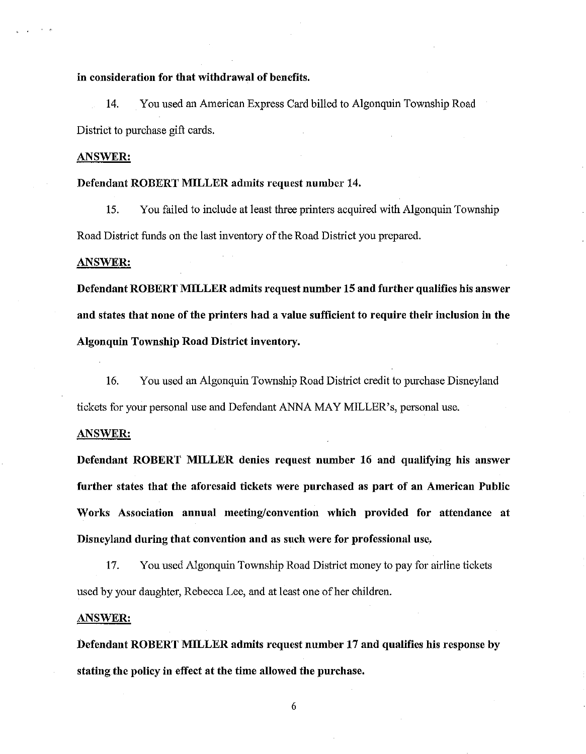**in consideration for that withdrawal of benefits.**

14. You used an American Express Card billed to Algonquin Township Road District to purchase gift cards.

**ANSWER:**

**Defendant ROBERT MILLER admits request number 14.**

15. You failed to include at least three printers acquired with Algonquin Township Road District funds on the last inventory of the Road District you prepared.

**ANSWER:**

**Defendant ROBERT MILLER admits request number 15 and further qualifies his answer and states that none of the printers had a value sufficient to require their inclusion in the Algonquin Township Road District inventory.**

16. You used an Algonquin Township Road District credit to purchase Disneyland tickets for your personal use and Defendant ANNA MAY MILLER's, personal use.

**ANSWER:**

**Defendant ROBERT MILLER denies request number 16 and qualifying his answer further states that the aforesaid tickets were purchased as part of an American Public Works Association annual meeting/convention which provided for attendance at Disneyland during that convention and as such were for professional use.**

17. You used Algonquin Township Road District money to pay for airline tickets used by your daughter, Rebecca Lee, and at least one of her children.

**ANSWER:**

**Defendant ROBERT MILLER admits request number 17 and qualifies his response by stating the policy in effect at the time allowed the purchase.**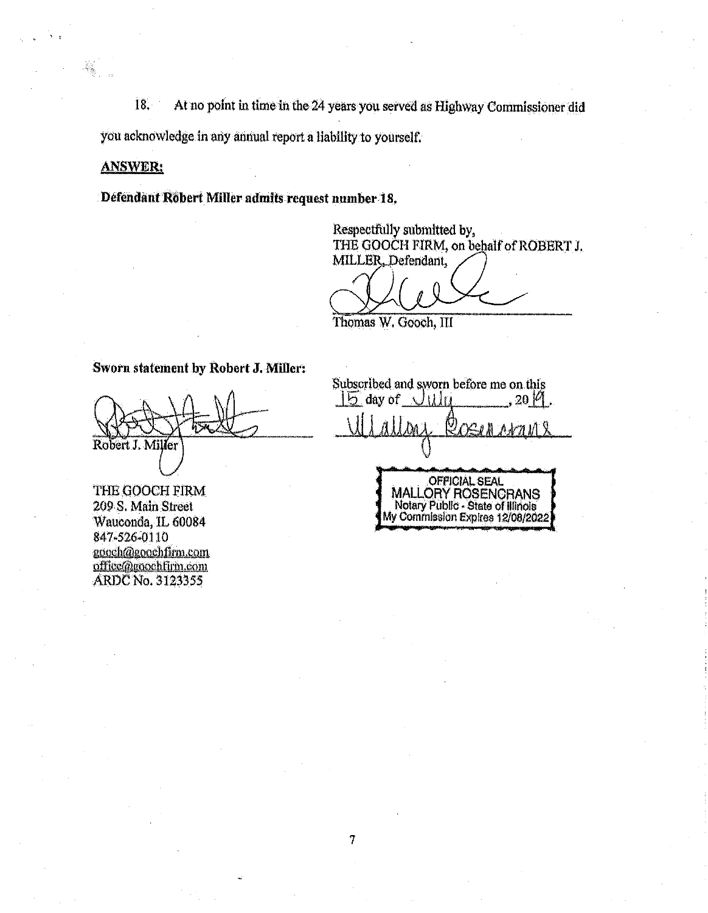18. At no point in time in the 24 years you served as Highway Commissioner did you acknowledge in any annual report a liability to yourself.

**ANSWER:**

**Defendant Robert Miller admits request number 18.**

Respectfully submitted by,
THE GOOCH FIRM, on behalf of ROBERT J. MILLER, Defendant,

Thomas W. Gooch, III

**Sworn statement by Robert J. Miller:**

Robert J. Miller

Subscribed and sworn before me on this 15 day of July, 2019.

Mallory Rosencrans

OFFICIAL SEAL
MALLORY ROSENCRANS
Notary Public - State of Illinois
My Commission Expires 12/08/2022

THE GOOCH FIRM
209 S. Main Street
Wauconda, IL 60084
847-526-0110
gooch@goochfirm.com
office@goochfirm.com
ARDC No. 3123355